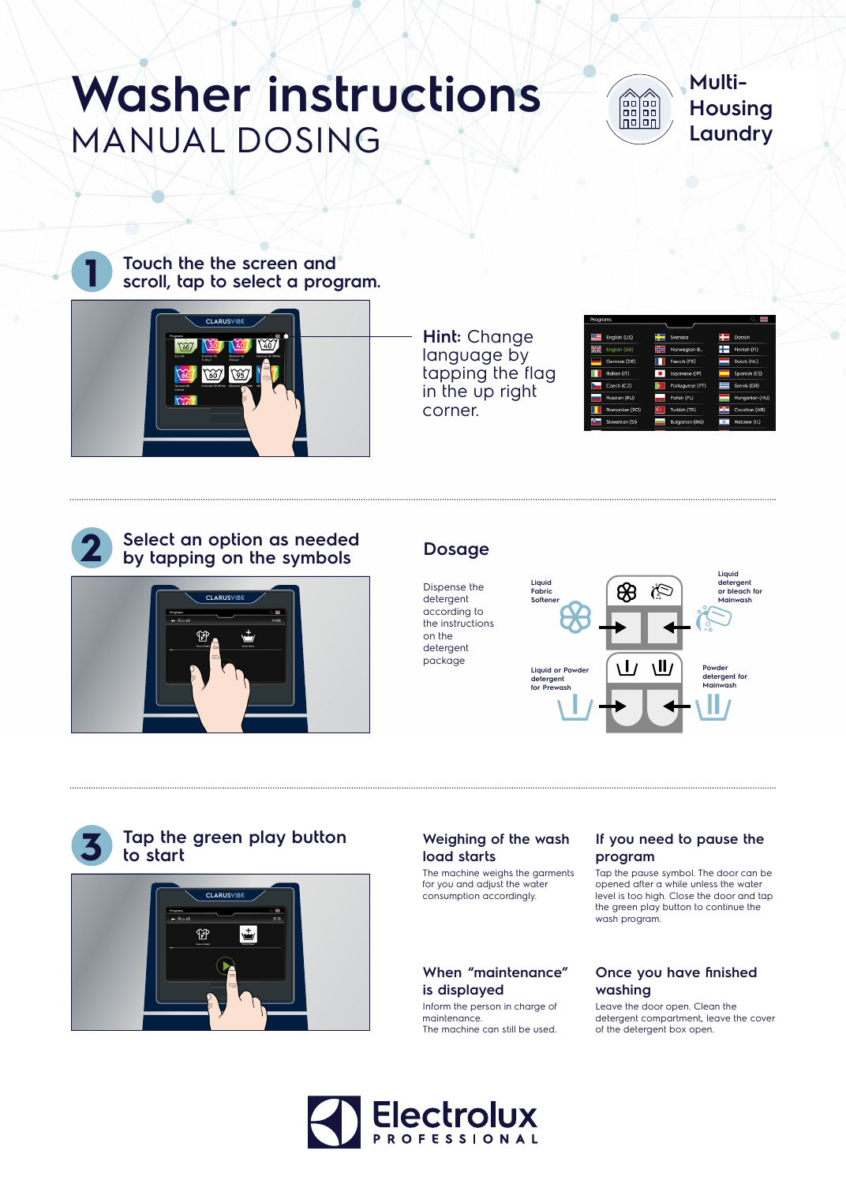# Washer instructions
## MANUAL DOSING

Multi-Housing Laundry

## 1 Touch the the screen and scroll, tap to select a program.

**Hint:** Change language by tapping the flag in the up right corner.

## 2 Select an option as needed by tapping on the symbols

### Dosage

Dispense the detergent according to the instructions on the detergent package

Liquid Fabric Softener

Liquid detergent or bleach for Mainwash

Liquid or Powder detergent for Prewash

Powder detergent for Mainwash

## 3 Tap the green play button to start

### Weighing of the wash load starts

The machine weighs the garments for you and adjust the water consumption accordingly.

### If you need to pause the program

Tap the pause symbol. The door can be opened after a while unless the water level is too high. Close the door and tap the green play button to continue the wash program.

### When "maintenance" is displayed

Inform the person in charge of maintenance.
The machine can still be used.

### Once you have finished washing

Leave the door open. Clean the detergent compartment, leave the cover of the detergent box open.

Electrolux PROFESSIONAL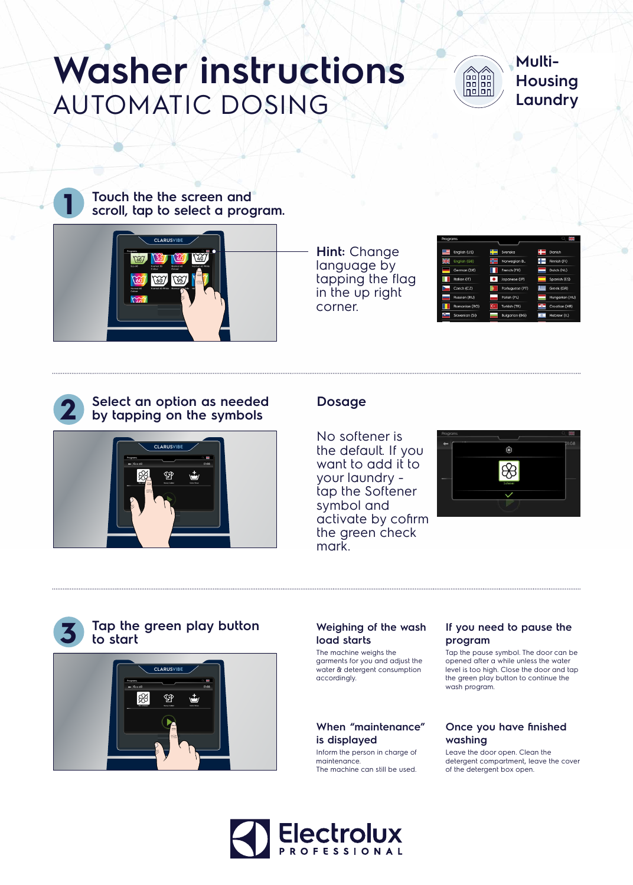# Washer instructions

## AUTOMATIC DOSING

Multi-Housing Laundry

### 1 Touch the the screen and scroll, tap to select a program.

**Hint:** Change language by tapping the flag in the up right corner.

### 2 Select an option as needed by tapping on the symbols

**Dosage**

No softener is the default. If you want to add it to your laundry - tap the Softener symbol and activate by cofirm the green check mark.

### 3 Tap the green play button to start

**Weighing of the wash load starts**

The machine weighs the garments for you and adjust the water & detergent consumption accordingly.

**If you need to pause the program**

Tap the pause symbol. The door can be opened after a while unless the water level is too high. Close the door and tap the green play button to continue the wash program.

**When "maintenance" is displayed**

Inform the person in charge of maintenance.
The machine can still be used.

**Once you have finished washing**

Leave the door open. Clean the detergent compartment, leave the cover of the detergent box open.

Electrolux PROFESSIONAL